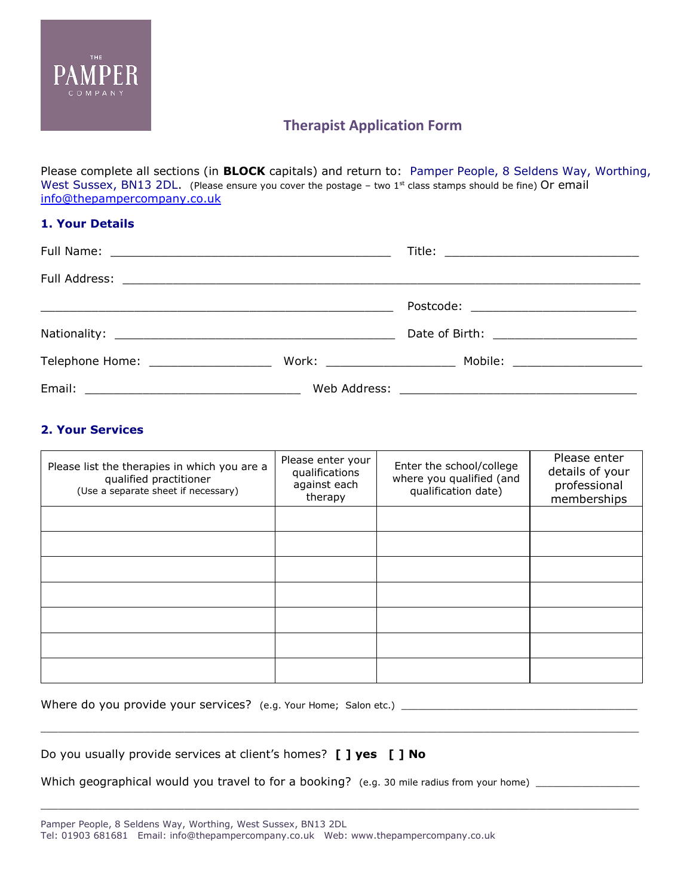# Therapist Application Form

Please complete all sections (in **BLOCK** capitals) and return to: Pamper People, 8 Seldens Way, Worthing, West Sussex, BN13 2DL. (Please ensure you cover the postage – two 1st class stamps should be fine) Or email info@thepampercompany.co.uk

## 1. Your Details

Full Name: ________________________________________ Title: ____________________________

Full Address: ____________________________________________________________________________

____________________________________________________ Postcode: ________________________

Nationality: ________________________________________ Date of Birth: _____________________

Telephone Home: _________________ Work: __________________ Mobile: __________________

Email: ______________________________ Web Address: _________________________________

## 2. Your Services

| Please list the therapies in which you are a qualified practitioner (Use a separate sheet if necessary) | Please enter your qualifications against each therapy | Enter the school/college where you qualified (and qualification date) | Please enter details of your professional memberships |
|---|---|---|---|
| | | | |
| | | | |
| | | | |
| | | | |
| | | | |
| | | | |
| | | | |

Where do you provide your services? (e.g. Your Home; Salon etc.) _____________________________________

_____________________________________________________________________________________

Do you usually provide services at client's homes? **[ ] yes [ ] No**

Which geographical would you travel to for a booking? (e.g. 30 mile radius from your home) _________________

_____________________________________________________________________________________

Pamper People, 8 Seldens Way, Worthing, West Sussex, BN13 2DL
Tel: 01903 681681 Email: info@thepampercompany.co.uk Web: www.thepampercompany.co.uk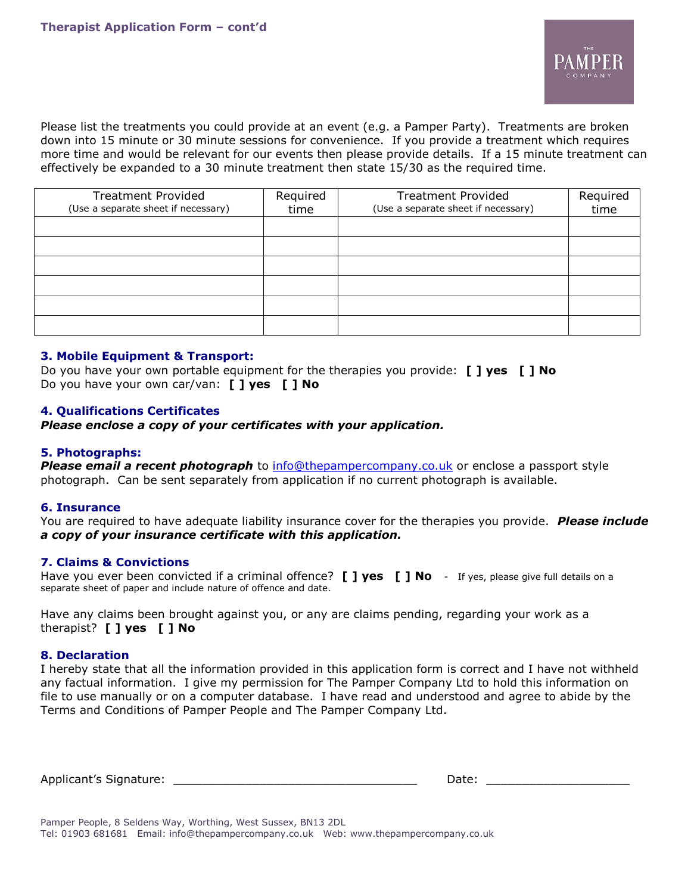**Therapist Application Form – cont'd**

Please list the treatments you could provide at an event (e.g. a Pamper Party). Treatments are broken down into 15 minute or 30 minute sessions for convenience. If you provide a treatment which requires more time and would be relevant for our events then please provide details. If a 15 minute treatment can effectively be expanded to a 30 minute treatment then state 15/30 as the required time.

| Treatment Provided (Use a separate sheet if necessary) | Required time | Treatment Provided (Use a separate sheet if necessary) | Required time |
|---|---|---|---|
| | | | |
| | | | |
| | | | |
| | | | |
| | | | |
| | | | |

### 3. Mobile Equipment & Transport:

Do you have your own portable equipment for the therapies you provide: **[ ] yes [ ] No**
Do you have your own car/van: **[ ] yes [ ] No**

### 4. Qualifications Certificates

***Please enclose a copy of your certificates with your application.***

### 5. Photographs:

***Please email a recent photograph*** to info@thepampercompany.co.uk or enclose a passport style photograph. Can be sent separately from application if no current photograph is available.

### 6. Insurance

You are required to have adequate liability insurance cover for the therapies you provide. ***Please include a copy of your insurance certificate with this application.***

### 7. Claims & Convictions

Have you ever been convicted if a criminal offence? **[ ] yes [ ] No** - If yes, please give full details on a separate sheet of paper and include nature of offence and date.

Have any claims been brought against you, or any are claims pending, regarding your work as a therapist? **[ ] yes [ ] No**

### 8. Declaration

I hereby state that all the information provided in this application form is correct and I have not withheld any factual information. I give my permission for The Pamper Company Ltd to hold this information on file to use manually or on a computer database. I have read and understood and agree to abide by the Terms and Conditions of Pamper People and The Pamper Company Ltd.

Applicant's Signature: ________________________________ Date: ____________________

Pamper People, 8 Seldens Way, Worthing, West Sussex, BN13 2DL
Tel: 01903 681681 Email: info@thepampercompany.co.uk Web: www.thepampercompany.co.uk